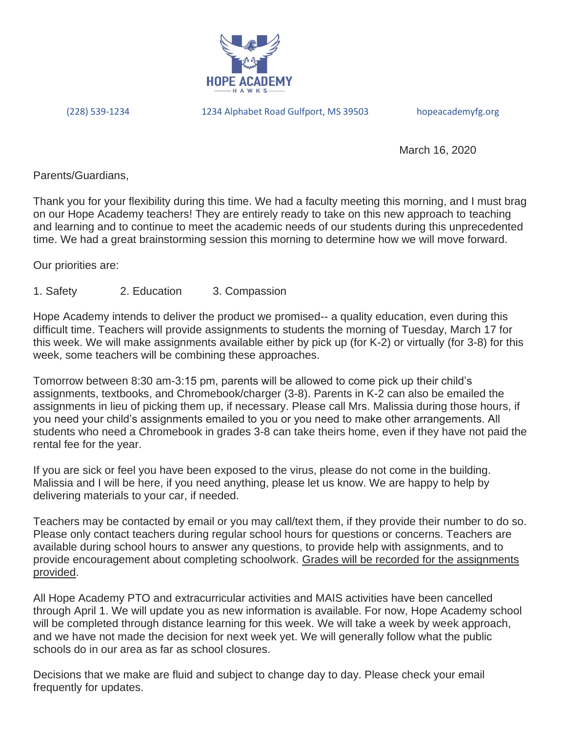HOPE ACADEMY
HAWKS

(228) 539-1234    1234 Alphabet Road Gulfport, MS 39503    hopeacademyfg.org

March 16, 2020

Parents/Guardians,

Thank you for your flexibility during this time. We had a faculty meeting this morning, and I must brag on our Hope Academy teachers! They are entirely ready to take on this new approach to teaching and learning and to continue to meet the academic needs of our students during this unprecedented time. We had a great brainstorming session this morning to determine how we will move forward.

Our priorities are:

1. Safety    2. Education    3. Compassion

Hope Academy intends to deliver the product we promised-- a quality education, even during this difficult time. Teachers will provide assignments to students the morning of Tuesday, March 17 for this week. We will make assignments available either by pick up (for K-2) or virtually (for 3-8) for this week, some teachers will be combining these approaches.

Tomorrow between 8:30 am-3:15 pm, parents will be allowed to come pick up their child's assignments, textbooks, and Chromebook/charger (3-8). Parents in K-2 can also be emailed the assignments in lieu of picking them up, if necessary. Please call Mrs. Malissia during those hours, if you need your child's assignments emailed to you or you need to make other arrangements. All students who need a Chromebook in grades 3-8 can take theirs home, even if they have not paid the rental fee for the year.

If you are sick or feel you have been exposed to the virus, please do not come in the building. Malissia and I will be here, if you need anything, please let us know. We are happy to help by delivering materials to your car, if needed.

Teachers may be contacted by email or you may call/text them, if they provide their number to do so. Please only contact teachers during regular school hours for questions or concerns. Teachers are available during school hours to answer any questions, to provide help with assignments, and to provide encouragement about completing schoolwork. <u>Grades will be recorded for the assignments provided</u>.

All Hope Academy PTO and extracurricular activities and MAIS activities have been cancelled through April 1. We will update you as new information is available. For now, Hope Academy school will be completed through distance learning for this week. We will take a week by week approach, and we have not made the decision for next week yet. We will generally follow what the public schools do in our area as far as school closures.

Decisions that we make are fluid and subject to change day to day. Please check your email frequently for updates.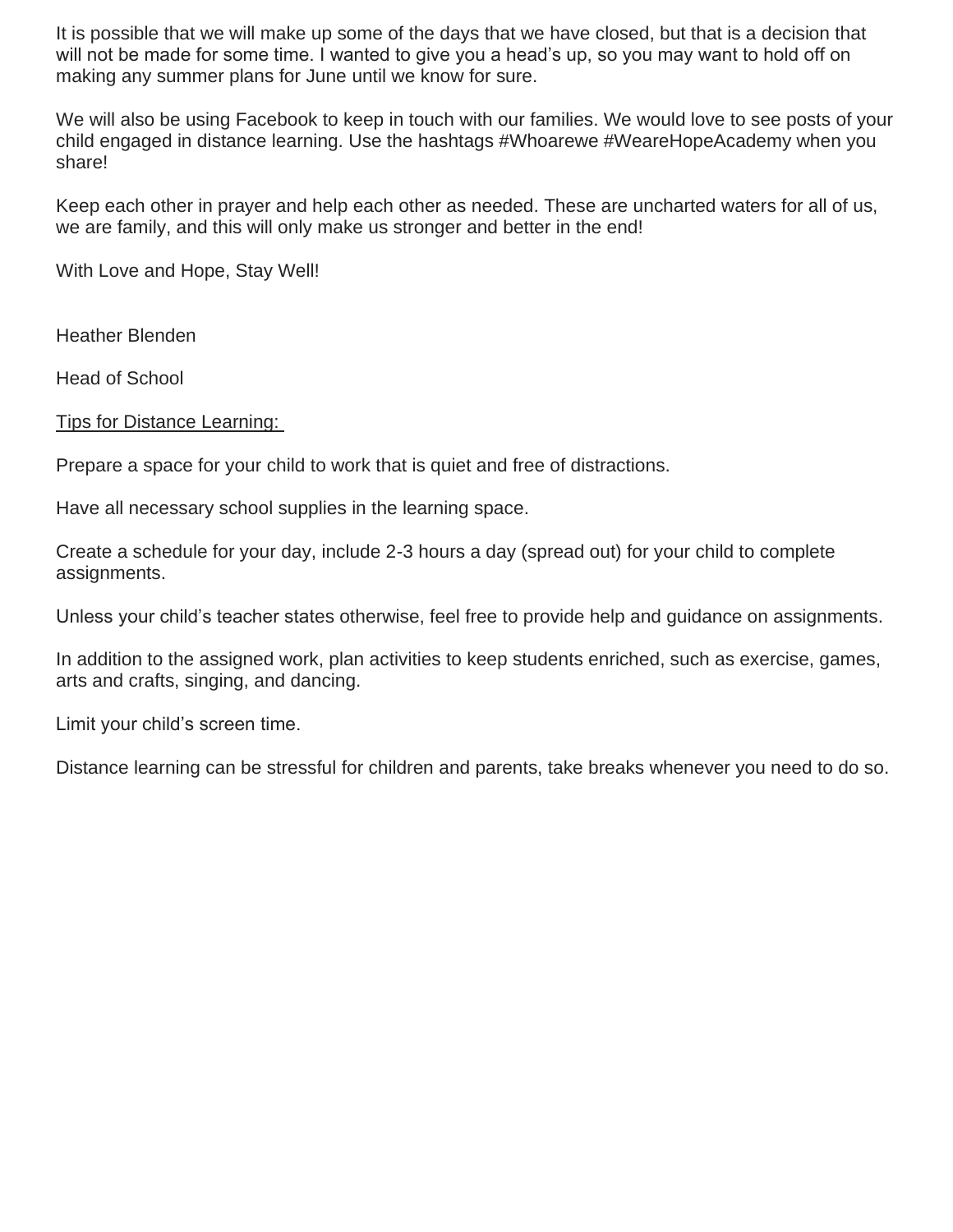It is possible that we will make up some of the days that we have closed, but that is a decision that will not be made for some time. I wanted to give you a head's up, so you may want to hold off on making any summer plans for June until we know for sure.

We will also be using Facebook to keep in touch with our families. We would love to see posts of your child engaged in distance learning. Use the hashtags #Whoarewe #WeareHopeAcademy when you share!

Keep each other in prayer and help each other as needed. These are uncharted waters for all of us, we are family, and this will only make us stronger and better in the end!

With Love and Hope, Stay Well!

Heather Blenden

Head of School

<u>Tips for Distance Learning:</u>

Prepare a space for your child to work that is quiet and free of distractions.

Have all necessary school supplies in the learning space.

Create a schedule for your day, include 2-3 hours a day (spread out) for your child to complete assignments.

Unless your child's teacher states otherwise, feel free to provide help and guidance on assignments.

In addition to the assigned work, plan activities to keep students enriched, such as exercise, games, arts and crafts, singing, and dancing.

Limit your child's screen time.

Distance learning can be stressful for children and parents, take breaks whenever you need to do so.